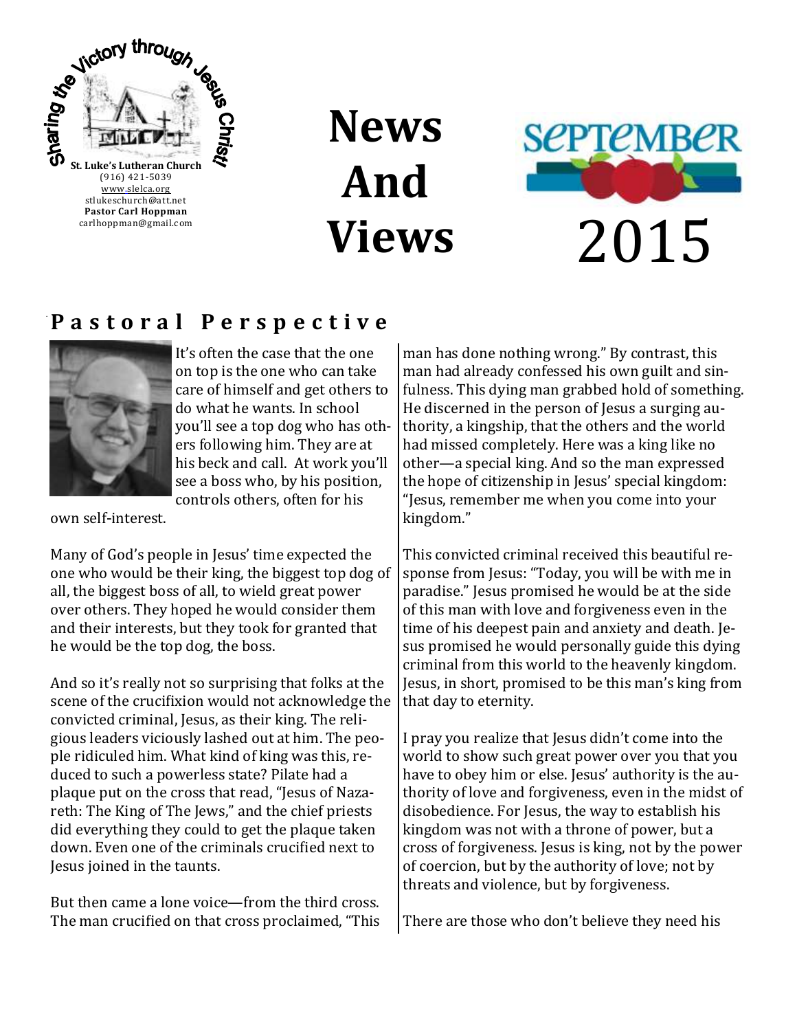Sharing the Victory through Jesus Christ!

**St. Luke's Lutheran Church**
(916) 421-5039
www.slelca.org
stlukeschurch@att.net
**Pastor Carl Hoppman**
carlhoppman@gmail.com

# News And Views

# September 2015

## Pastoral Perspective

It's often the case that the one on top is the one who can take care of himself and get others to do what he wants. In school you'll see a top dog who has others following him. They are at his beck and call. At work you'll see a boss who, by his position, controls others, often for his own self-interest.

Many of God's people in Jesus' time expected the one who would be their king, the biggest top dog of all, the biggest boss of all, to wield great power over others. They hoped he would consider them and their interests, but they took for granted that he would be the top dog, the boss.

And so it's really not so surprising that folks at the scene of the crucifixion would not acknowledge the convicted criminal, Jesus, as their king. The religious leaders viciously lashed out at him. The people ridiculed him. What kind of king was this, reduced to such a powerless state? Pilate had a plaque put on the cross that read, "Jesus of Nazareth: The King of The Jews," and the chief priests did everything they could to get the plaque taken down. Even one of the criminals crucified next to Jesus joined in the taunts.

But then came a lone voice—from the third cross. The man crucified on that cross proclaimed, "This man has done nothing wrong." By contrast, this man had already confessed his own guilt and sinfulness. This dying man grabbed hold of something. He discerned in the person of Jesus a surging authority, a kingship, that the others and the world had missed completely. Here was a king like no other—a special king. And so the man expressed the hope of citizenship in Jesus' special kingdom: "Jesus, remember me when you come into your kingdom."

This convicted criminal received this beautiful response from Jesus: "Today, you will be with me in paradise." Jesus promised he would be at the side of this man with love and forgiveness even in the time of his deepest pain and anxiety and death. Jesus promised he would personally guide this dying criminal from this world to the heavenly kingdom. Jesus, in short, promised to be this man's king from that day to eternity.

I pray you realize that Jesus didn't come into the world to show such great power over you that you have to obey him or else. Jesus' authority is the authority of love and forgiveness, even in the midst of disobedience. For Jesus, the way to establish his kingdom was not with a throne of power, but a cross of forgiveness. Jesus is king, not by the power of coercion, but by the authority of love; not by threats and violence, but by forgiveness.

There are those who don't believe they need his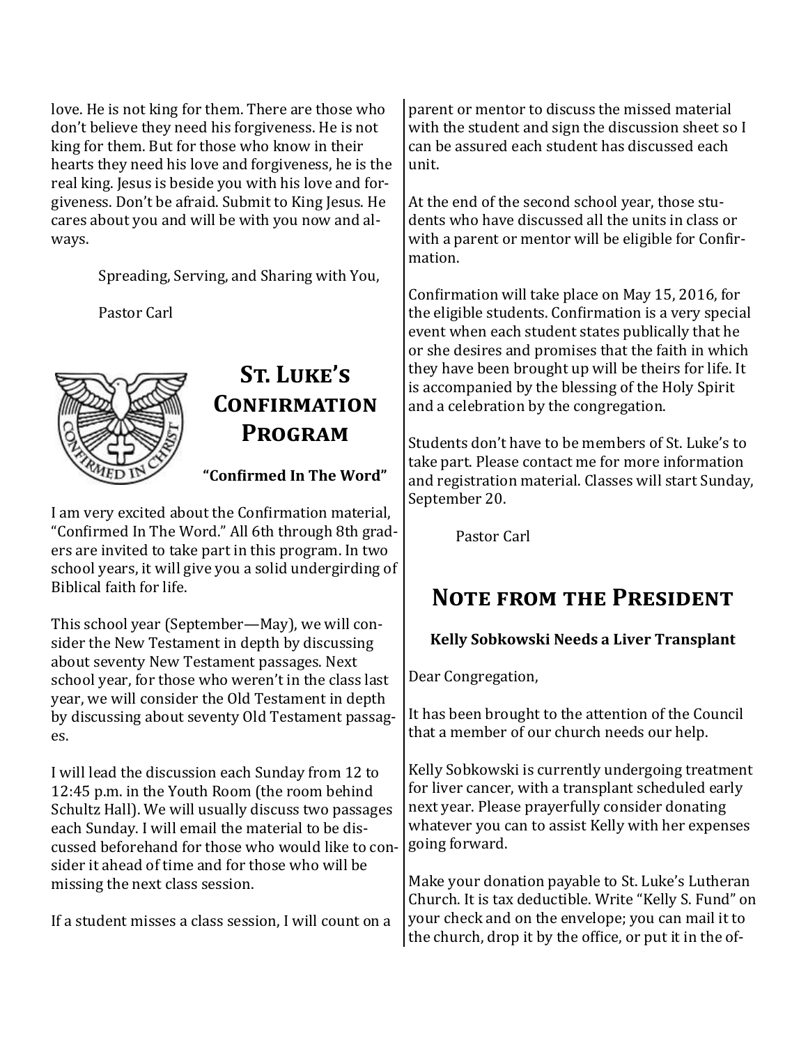love. He is not king for them. There are those who don't believe they need his forgiveness. He is not king for them. But for those who know in their hearts they need his love and forgiveness, he is the real king. Jesus is beside you with his love and forgiveness. Don't be afraid. Submit to King Jesus. He cares about you and will be with you now and always.

Spreading, Serving, and Sharing with You,

Pastor Carl

## St. Luke's Confirmation Program

**"Confirmed In The Word"**

I am very excited about the Confirmation material, "Confirmed In The Word." All 6th through 8th graders are invited to take part in this program. In two school years, it will give you a solid undergirding of Biblical faith for life.

This school year (September—May), we will consider the New Testament in depth by discussing about seventy New Testament passages. Next school year, for those who weren't in the class last year, we will consider the Old Testament in depth by discussing about seventy Old Testament passages.

I will lead the discussion each Sunday from 12 to 12:45 p.m. in the Youth Room (the room behind Schultz Hall). We will usually discuss two passages each Sunday. I will email the material to be discussed beforehand for those who would like to consider it ahead of time and for those who will be missing the next class session.

If a student misses a class session, I will count on a parent or mentor to discuss the missed material with the student and sign the discussion sheet so I can be assured each student has discussed each unit.

At the end of the second school year, those students who have discussed all the units in class or with a parent or mentor will be eligible for Confirmation.

Confirmation will take place on May 15, 2016, for the eligible students. Confirmation is a very special event when each student states publically that he or she desires and promises that the faith in which they have been brought up will be theirs for life. It is accompanied by the blessing of the Holy Spirit and a celebration by the congregation.

Students don't have to be members of St. Luke's to take part. Please contact me for more information and registration material. Classes will start Sunday, September 20.

Pastor Carl

## Note from the President

**Kelly Sobkowski Needs a Liver Transplant**

Dear Congregation,

It has been brought to the attention of the Council that a member of our church needs our help.

Kelly Sobkowski is currently undergoing treatment for liver cancer, with a transplant scheduled early next year. Please prayerfully consider donating whatever you can to assist Kelly with her expenses going forward.

Make your donation payable to St. Luke's Lutheran Church. It is tax deductible. Write "Kelly S. Fund" on your check and on the envelope; you can mail it to the church, drop it by the office, or put it in the of-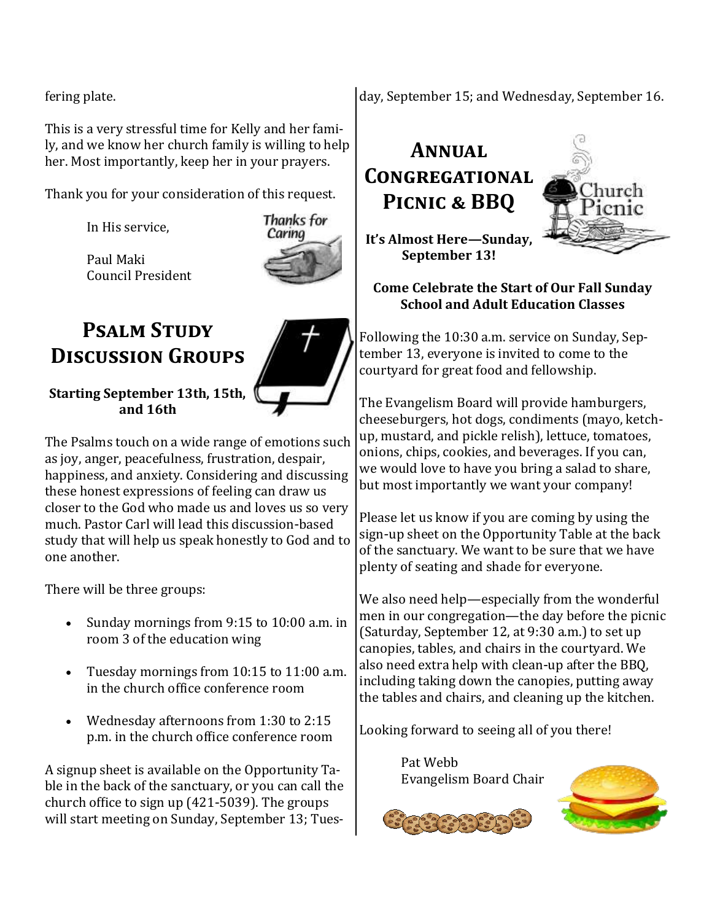fering plate.

This is a very stressful time for Kelly and her family, and we know her church family is willing to help her. Most importantly, keep her in your prayers.

Thank you for your consideration of this request.

In His service,

Paul Maki
Council President

## Psalm Study Discussion Groups

**Starting September 13th, 15th, and 16th**

The Psalms touch on a wide range of emotions such as joy, anger, peacefulness, frustration, despair, happiness, and anxiety. Considering and discussing these honest expressions of feeling can draw us closer to the God who made us and loves us so very much. Pastor Carl will lead this discussion-based study that will help us speak honestly to God and to one another.

There will be three groups:

- Sunday mornings from 9:15 to 10:00 a.m. in room 3 of the education wing
- Tuesday mornings from 10:15 to 11:00 a.m. in the church office conference room
- Wednesday afternoons from 1:30 to 2:15 p.m. in the church office conference room

A signup sheet is available on the Opportunity Table in the back of the sanctuary, or you can call the church office to sign up (421-5039). The groups will start meeting on Sunday, September 13; Tuesday, September 15; and Wednesday, September 16.

## Annual Congregational Picnic & BBQ

**It's Almost Here—Sunday, September 13!**

**Come Celebrate the Start of Our Fall Sunday School and Adult Education Classes**

Following the 10:30 a.m. service on Sunday, September 13, everyone is invited to come to the courtyard for great food and fellowship.

The Evangelism Board will provide hamburgers, cheeseburgers, hot dogs, condiments (mayo, ketchup, mustard, and pickle relish), lettuce, tomatoes, onions, chips, cookies, and beverages. If you can, we would love to have you bring a salad to share, but most importantly we want your company!

Please let us know if you are coming by using the sign-up sheet on the Opportunity Table at the back of the sanctuary. We want to be sure that we have plenty of seating and shade for everyone.

We also need help—especially from the wonderful men in our congregation—the day before the picnic (Saturday, September 12, at 9:30 a.m.) to set up canopies, tables, and chairs in the courtyard. We also need extra help with clean-up after the BBQ, including taking down the canopies, putting away the tables and chairs, and cleaning up the kitchen.

Looking forward to seeing all of you there!

Pat Webb
Evangelism Board Chair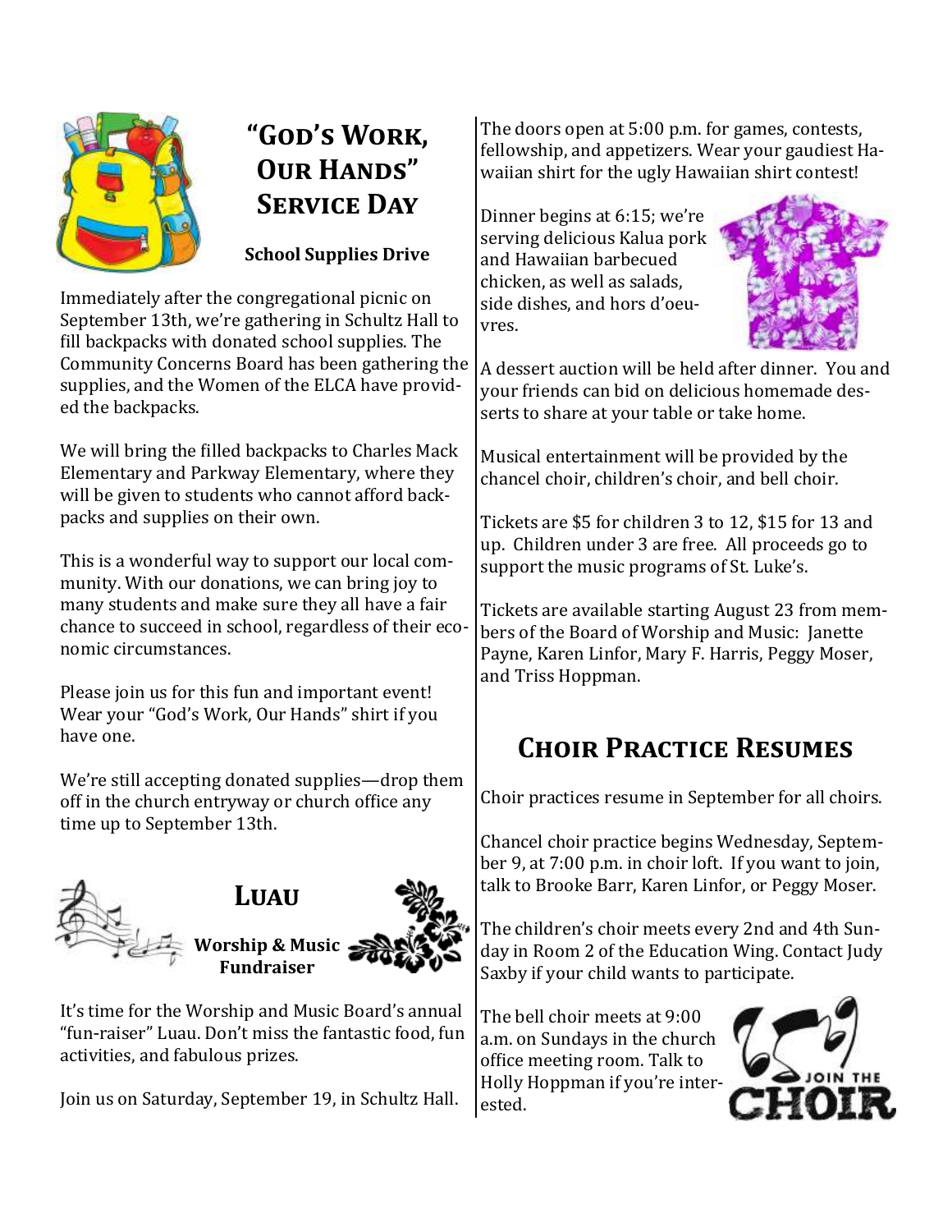# "God's Work, Our Hands" Service Day

**School Supplies Drive**

Immediately after the congregational picnic on September 13th, we're gathering in Schultz Hall to fill backpacks with donated school supplies. The Community Concerns Board has been gathering the supplies, and the Women of the ELCA have provided the backpacks.

We will bring the filled backpacks to Charles Mack Elementary and Parkway Elementary, where they will be given to students who cannot afford backpacks and supplies on their own.

This is a wonderful way to support our local community. With our donations, we can bring joy to many students and make sure they all have a fair chance to succeed in school, regardless of their economic circumstances.

Please join us for this fun and important event! Wear your "God's Work, Our Hands" shirt if you have one.

We're still accepting donated supplies—drop them off in the church entryway or church office any time up to September 13th.

# Luau

**Worship & Music Fundraiser**

It's time for the Worship and Music Board's annual "fun-raiser" Luau. Don't miss the fantastic food, fun activities, and fabulous prizes.

Join us on Saturday, September 19, in Schultz Hall.

The doors open at 5:00 p.m. for games, contests, fellowship, and appetizers. Wear your gaudiest Hawaiian shirt for the ugly Hawaiian shirt contest!

Dinner begins at 6:15; we're serving delicious Kalua pork and Hawaiian barbecued chicken, as well as salads, side dishes, and hors d'oeuvres.

A dessert auction will be held after dinner. You and your friends can bid on delicious homemade desserts to share at your table or take home.

Musical entertainment will be provided by the chancel choir, children's choir, and bell choir.

Tickets are $5 for children 3 to 12, $15 for 13 and up. Children under 3 are free. All proceeds go to support the music programs of St. Luke's.

Tickets are available starting August 23 from members of the Board of Worship and Music: Janette Payne, Karen Linfor, Mary F. Harris, Peggy Moser, and Triss Hoppman.

# Choir Practice Resumes

Choir practices resume in September for all choirs.

Chancel choir practice begins Wednesday, September 9, at 7:00 p.m. in choir loft. If you want to join, talk to Brooke Barr, Karen Linfor, or Peggy Moser.

The children's choir meets every 2nd and 4th Sunday in Room 2 of the Education Wing. Contact Judy Saxby if your child wants to participate.

The bell choir meets at 9:00 a.m. on Sundays in the church office meeting room. Talk to Holly Hoppman if you're interested.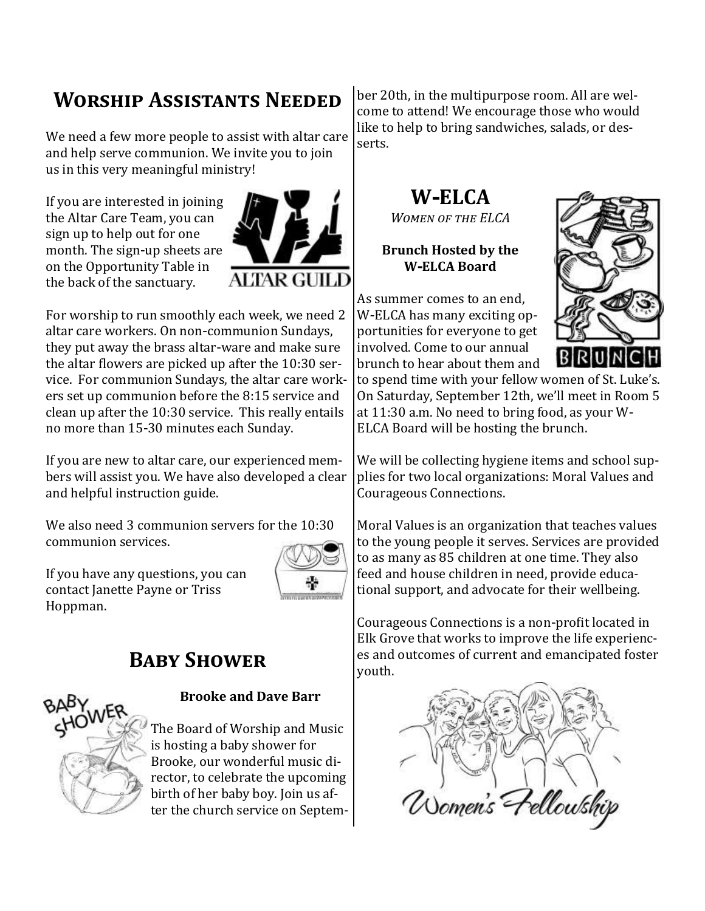## Worship Assistants Needed

We need a few more people to assist with altar care and help serve communion. We invite you to join us in this very meaningful ministry!

If you are interested in joining the Altar Care Team, you can sign up to help out for one month. The sign-up sheets are on the Opportunity Table in the back of the sanctuary.

For worship to run smoothly each week, we need 2 altar care workers. On non-communion Sundays, they put away the brass altar-ware and make sure the altar flowers are picked up after the 10:30 service. For communion Sundays, the altar care workers set up communion before the 8:15 service and clean up after the 10:30 service. This really entails no more than 15-30 minutes each Sunday.

If you are new to altar care, our experienced members will assist you. We have also developed a clear and helpful instruction guide.

We also need 3 communion servers for the 10:30 communion services.

If you have any questions, you can contact Janette Payne or Triss Hoppman.

## Baby Shower

**Brooke and Dave Barr**

The Board of Worship and Music is hosting a baby shower for Brooke, our wonderful music director, to celebrate the upcoming birth of her baby boy. Join us after the church service on September 20th, in the multipurpose room. All are welcome to attend! We encourage those who would like to help to bring sandwiches, salads, or desserts.

## W-ELCA

*Women of the ELCA*

**Brunch Hosted by the W-ELCA Board**

As summer comes to an end, W-ELCA has many exciting opportunities for everyone to get involved. Come to our annual brunch to hear about them and to spend time with your fellow women of St. Luke's. On Saturday, September 12th, we'll meet in Room 5 at 11:30 a.m. No need to bring food, as your W-ELCA Board will be hosting the brunch.

We will be collecting hygiene items and school supplies for two local organizations: Moral Values and Courageous Connections.

Moral Values is an organization that teaches values to the young people it serves. Services are provided to as many as 85 children at one time. They also feed and house children in need, provide educational support, and advocate for their wellbeing.

Courageous Connections is a non-profit located in Elk Grove that works to improve the life experiences and outcomes of current and emancipated foster youth.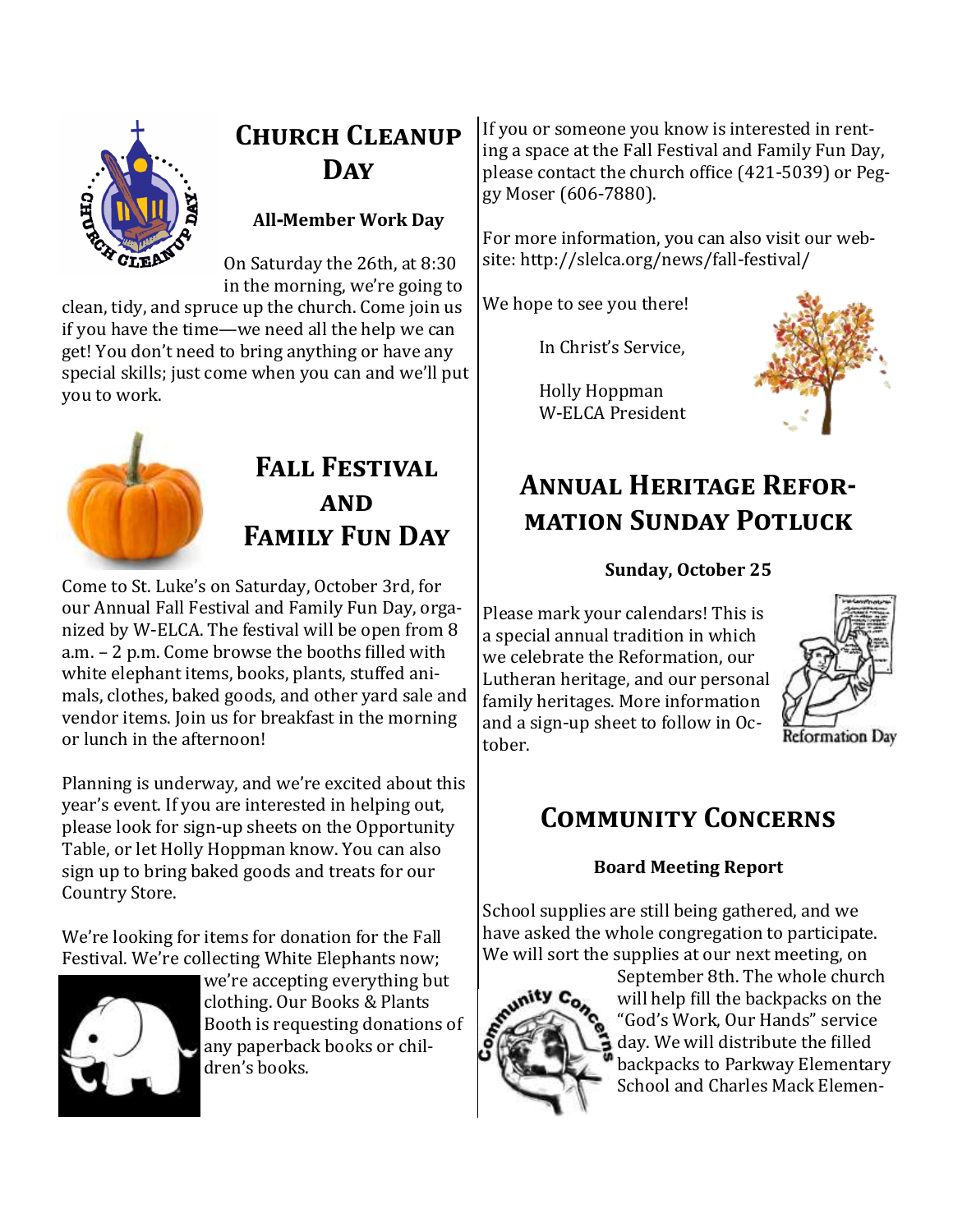## Church Cleanup Day

**All-Member Work Day**

On Saturday the 26th, at 8:30 in the morning, we're going to clean, tidy, and spruce up the church. Come join us if you have the time—we need all the help we can get! You don't need to bring anything or have any special skills; just come when you can and we'll put you to work.

## Fall Festival and Family Fun Day

Come to St. Luke's on Saturday, October 3rd, for our Annual Fall Festival and Family Fun Day, organized by W-ELCA. The festival will be open from 8 a.m. – 2 p.m. Come browse the booths filled with white elephant items, books, plants, stuffed animals, clothes, baked goods, and other yard sale and vendor items. Join us for breakfast in the morning or lunch in the afternoon!

Planning is underway, and we're excited about this year's event. If you are interested in helping out, please look for sign-up sheets on the Opportunity Table, or let Holly Hoppman know. You can also sign up to bring baked goods and treats for our Country Store.

We're looking for items for donation for the Fall Festival. We're collecting White Elephants now; we're accepting everything but clothing. Our Books & Plants Booth is requesting donations of any paperback books or children's books.

If you or someone you know is interested in renting a space at the Fall Festival and Family Fun Day, please contact the church office (421-5039) or Peggy Moser (606-7880).

For more information, you can also visit our website: http://slelca.org/news/fall-festival/

We hope to see you there!

In Christ's Service,

Holly Hoppman
W-ELCA President

## Annual Heritage Reformation Sunday Potluck

**Sunday, October 25**

Please mark your calendars! This is a special annual tradition in which we celebrate the Reformation, our Lutheran heritage, and our personal family heritages. More information and a sign-up sheet to follow in October.

Reformation Day

## Community Concerns

**Board Meeting Report**

School supplies are still being gathered, and we have asked the whole congregation to participate. We will sort the supplies at our next meeting, on September 8th. The whole church will help fill the backpacks on the "God's Work, Our Hands" service day. We will distribute the filled backpacks to Parkway Elementary School and Charles Mack Elemen-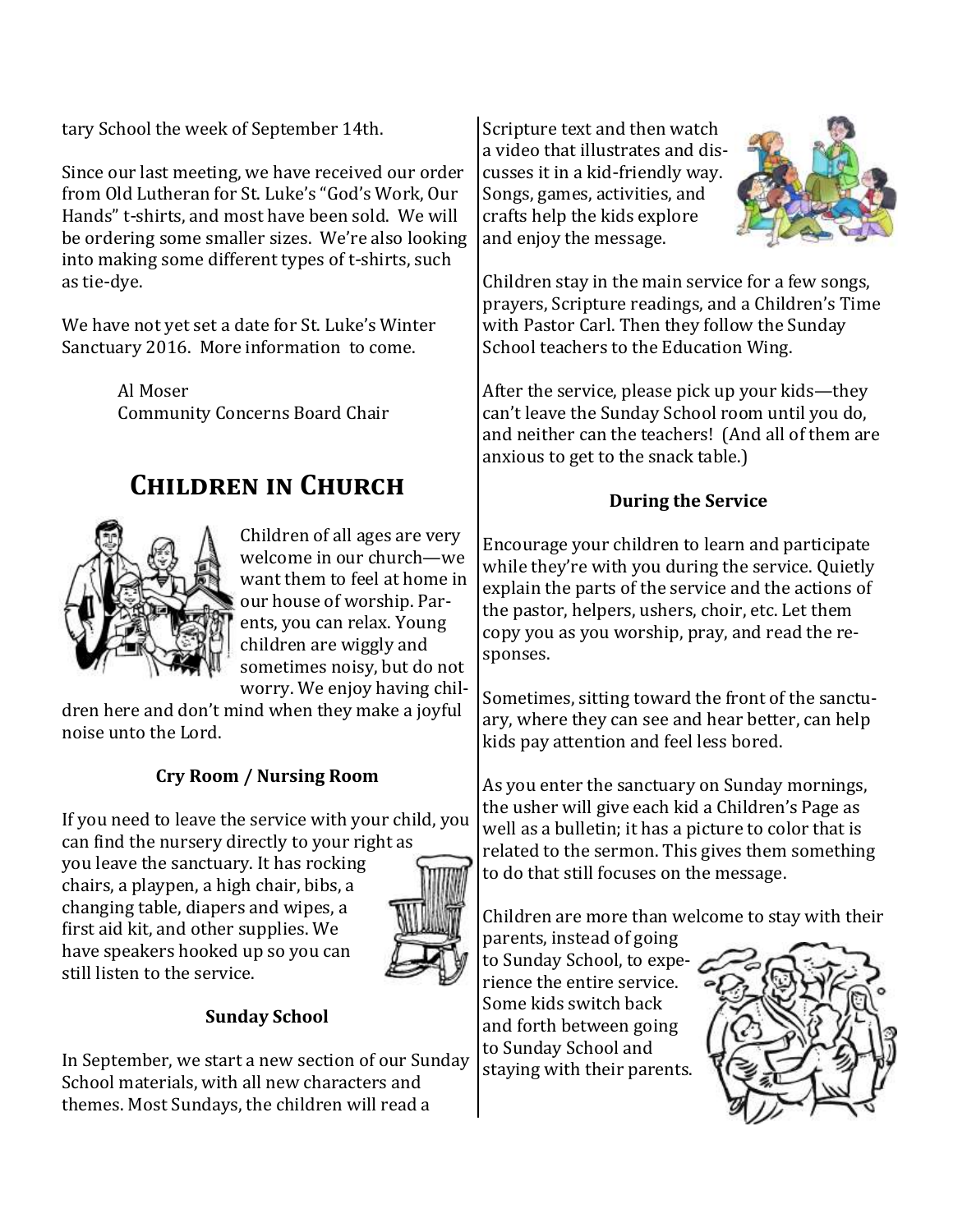tary School the week of September 14th.

Since our last meeting, we have received our order from Old Lutheran for St. Luke's "God's Work, Our Hands" t-shirts, and most have been sold. We will be ordering some smaller sizes. We're also looking into making some different types of t-shirts, such as tie-dye.

We have not yet set a date for St. Luke's Winter Sanctuary 2016. More information to come.

Al Moser
Community Concerns Board Chair

## Children in Church

Children of all ages are very welcome in our church—we want them to feel at home in our house of worship. Parents, you can relax. Young children are wiggly and sometimes noisy, but do not worry. We enjoy having children here and don't mind when they make a joyful noise unto the Lord.

### Cry Room / Nursing Room

If you need to leave the service with your child, you can find the nursery directly to your right as you leave the sanctuary. It has rocking chairs, a playpen, a high chair, bibs, a changing table, diapers and wipes, a first aid kit, and other supplies. We have speakers hooked up so you can still listen to the service.

### Sunday School

In September, we start a new section of our Sunday School materials, with all new characters and themes. Most Sundays, the children will read a Scripture text and then watch a video that illustrates and discusses it in a kid-friendly way. Songs, games, activities, and crafts help the kids explore and enjoy the message.

Children stay in the main service for a few songs, prayers, Scripture readings, and a Children's Time with Pastor Carl. Then they follow the Sunday School teachers to the Education Wing.

After the service, please pick up your kids—they can't leave the Sunday School room until you do, and neither can the teachers! (And all of them are anxious to get to the snack table.)

### During the Service

Encourage your children to learn and participate while they're with you during the service. Quietly explain the parts of the service and the actions of the pastor, helpers, ushers, choir, etc. Let them copy you as you worship, pray, and read the responses.

Sometimes, sitting toward the front of the sanctuary, where they can see and hear better, can help kids pay attention and feel less bored.

As you enter the sanctuary on Sunday mornings, the usher will give each kid a Children's Page as well as a bulletin; it has a picture to color that is related to the sermon. This gives them something to do that still focuses on the message.

Children are more than welcome to stay with their parents, instead of going to Sunday School, to experience the entire service. Some kids switch back and forth between going to Sunday School and staying with their parents.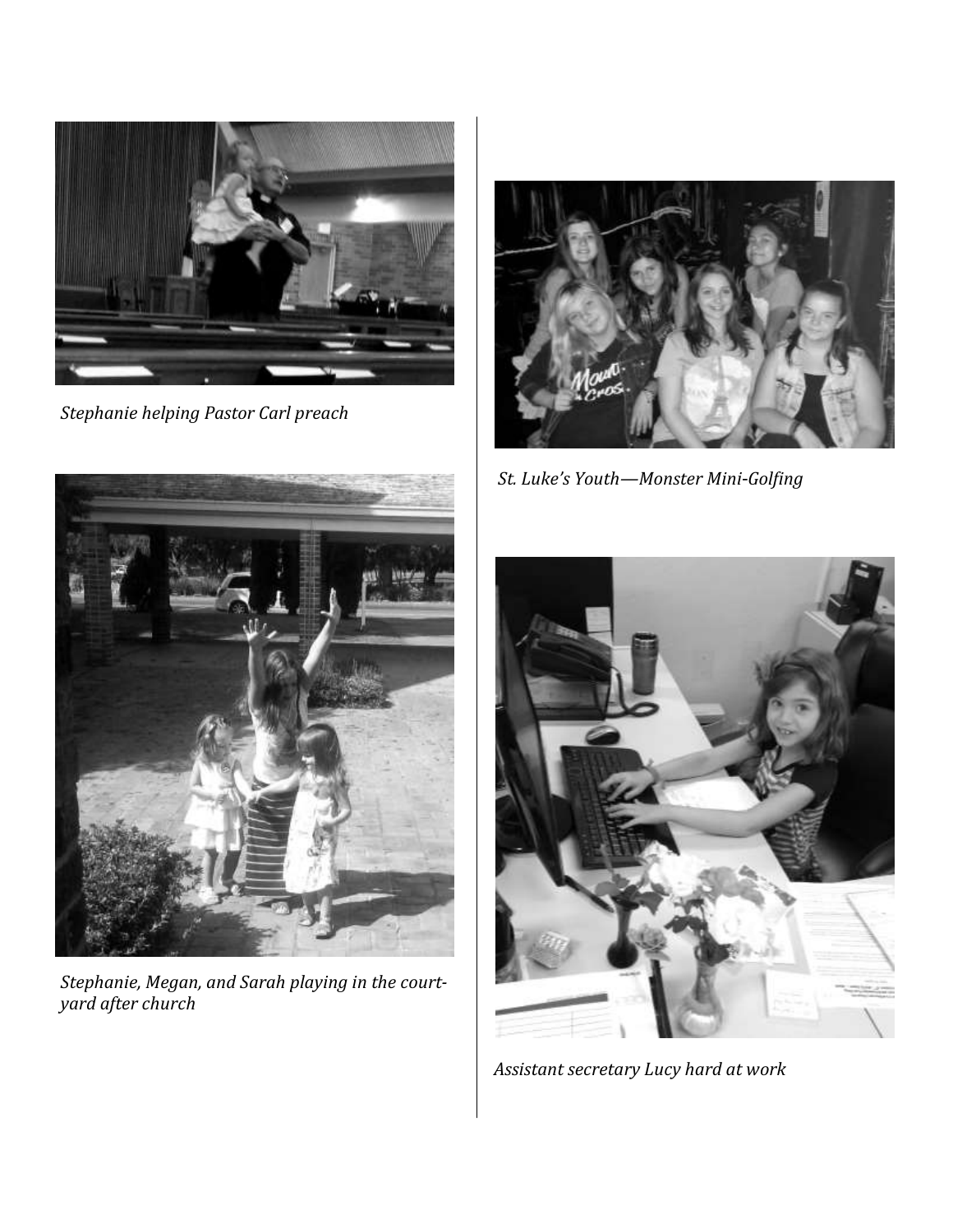*Stephanie helping Pastor Carl preach*

*Stephanie, Megan, and Sarah playing in the courtyard after church*

*St. Luke's Youth—Monster Mini-Golfing*

*Assistant secretary Lucy hard at work*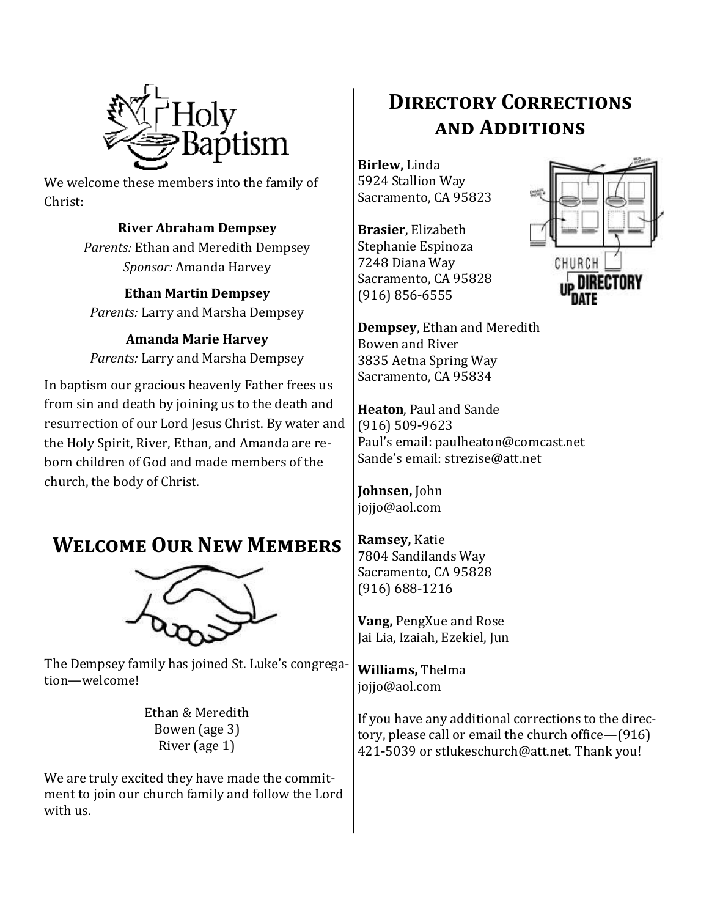## Holy Baptism

We welcome these members into the family of Christ:

**River Abraham Dempsey**
*Parents:* Ethan and Meredith Dempsey
*Sponsor:* Amanda Harvey

**Ethan Martin Dempsey**
*Parents:* Larry and Marsha Dempsey

**Amanda Marie Harvey**
*Parents:* Larry and Marsha Dempsey

In baptism our gracious heavenly Father frees us from sin and death by joining us to the death and resurrection of our Lord Jesus Christ. By water and the Holy Spirit, River, Ethan, and Amanda are reborn children of God and made members of the church, the body of Christ.

## Welcome Our New Members

The Dempsey family has joined St. Luke's congregation—welcome!

Ethan & Meredith
Bowen (age 3)
River (age 1)

We are truly excited they have made the commitment to join our church family and follow the Lord with us.

## Directory Corrections and Additions

**Birlew,** Linda
5924 Stallion Way
Sacramento, CA 95823

**Brasier**, Elizabeth
Stephanie Espinoza
7248 Diana Way
Sacramento, CA 95828
(916) 856-6555

**Dempsey**, Ethan and Meredith
Bowen and River
3835 Aetna Spring Way
Sacramento, CA 95834

**Heaton**, Paul and Sande
(916) 509-9623
Paul's email: paulheaton@comcast.net
Sande's email: strezise@att.net

**Johnsen,** John
jojjo@aol.com

**Ramsey,** Katie
7804 Sandilands Way
Sacramento, CA 95828
(916) 688-1216

**Vang,** PengXue and Rose
Jai Lia, Izaiah, Ezekiel, Jun

**Williams,** Thelma
jojjo@aol.com

If you have any additional corrections to the directory, please call or email the church office—(916) 421-5039 or stlukeschurch@att.net. Thank you!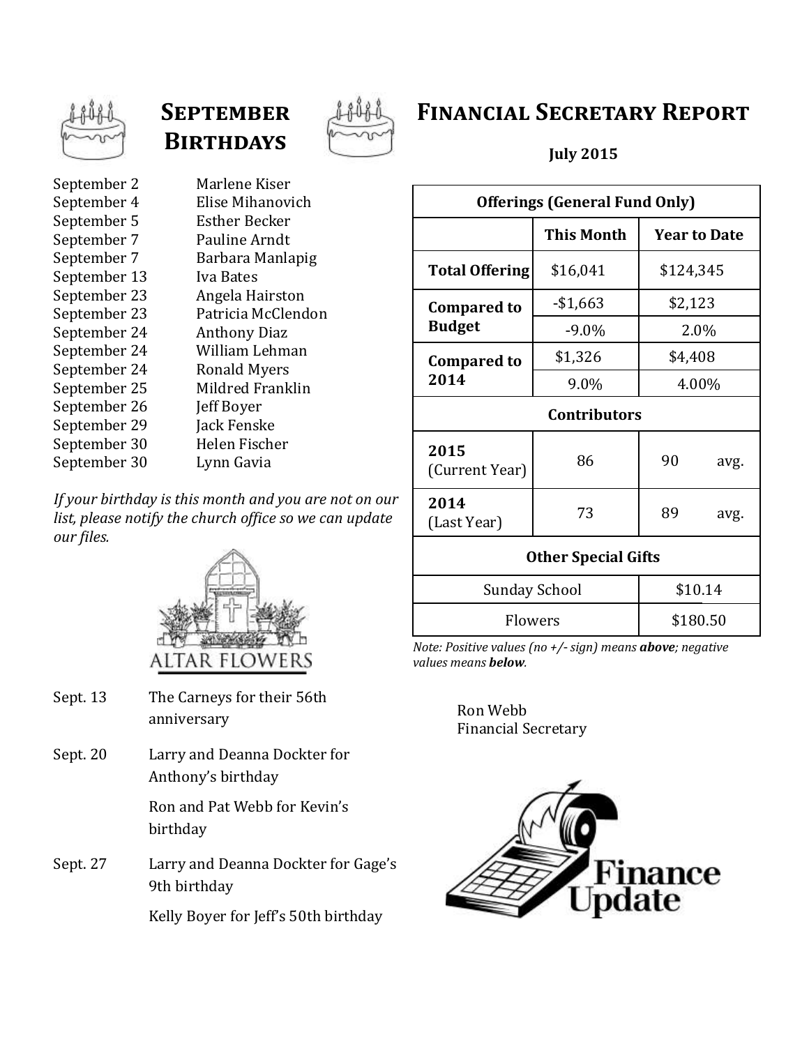## September Birthdays

| | |
|---|---|
| September 2 | Marlene Kiser |
| September 4 | Elise Mihanovich |
| September 5 | Esther Becker |
| September 7 | Pauline Arndt |
| September 7 | Barbara Manlapig |
| September 13 | Iva Bates |
| September 23 | Angela Hairston |
| September 23 | Patricia McClendon |
| September 24 | Anthony Diaz |
| September 24 | William Lehman |
| September 24 | Ronald Myers |
| September 25 | Mildred Franklin |
| September 26 | Jeff Boyer |
| September 29 | Jack Fenske |
| September 30 | Helen Fischer |
| September 30 | Lynn Gavia |

*If your birthday is this month and you are not on our list, please notify the church office so we can update our files.*

ALTAR FLOWERS

| | |
|---|---|
| Sept. 13 | The Carneys for their 56th anniversary |
| Sept. 20 | Larry and Deanna Dockter for Anthony's birthday |
| | Ron and Pat Webb for Kevin's birthday |
| Sept. 27 | Larry and Deanna Dockter for Gage's 9th birthday |
| | Kelly Boyer for Jeff's 50th birthday |

## Financial Secretary Report

**July 2015**

| Offerings (General Fund Only) | | |
|---|---|---|
| | **This Month** | **Year to Date** |
| **Total Offering** | $16,041 | $124,345 |
| **Compared to Budget** | -$1,663 | $2,123 |
| | -9.0% | 2.0% |
| **Compared to 2014** | $1,326 | $4,408 |
| | 9.0% | 4.00% |
| **Contributors** | | |
| **2015** (Current Year) | 86 | 90 avg. |
| **2014** (Last Year) | 73 | 89 avg. |
| **Other Special Gifts** | | |
| Sunday School | | $10.14 |
| Flowers | | $180.50 |

*Note: Positive values (no +/- sign) means **above**; negative values means **below**.*

Ron Webb
Financial Secretary

Finance Update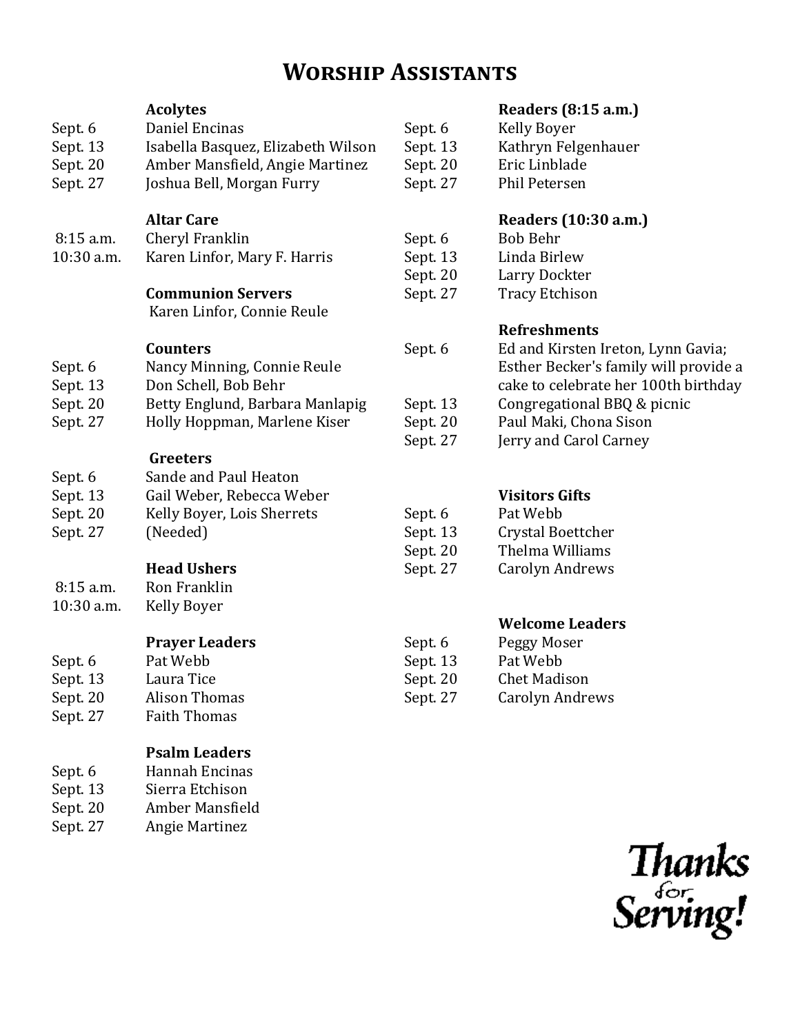# Worship Assistants

**Acolytes**

| | |
|---|---|
| Sept. 6 | Daniel Encinas |
| Sept. 13 | Isabella Basquez, Elizabeth Wilson |
| Sept. 20 | Amber Mansfield, Angie Martinez |
| Sept. 27 | Joshua Bell, Morgan Furry |

**Altar Care**

| | |
|---|---|
| 8:15 a.m. | Cheryl Franklin |
| 10:30 a.m. | Karen Linfor, Mary F. Harris |

**Communion Servers**

Karen Linfor, Connie Reule

**Counters**

| | |
|---|---|
| Sept. 6 | Nancy Minning, Connie Reule |
| Sept. 13 | Don Schell, Bob Behr |
| Sept. 20 | Betty Englund, Barbara Manlapig |
| Sept. 27 | Holly Hoppman, Marlene Kiser |

**Greeters**

| | |
|---|---|
| Sept. 6 | Sande and Paul Heaton |
| Sept. 13 | Gail Weber, Rebecca Weber |
| Sept. 20 | Kelly Boyer, Lois Sherrets |
| Sept. 27 | (Needed) |

**Head Ushers**

| | |
|---|---|
| 8:15 a.m. | Ron Franklin |
| 10:30 a.m. | Kelly Boyer |

**Prayer Leaders**

| | |
|---|---|
| Sept. 6 | Pat Webb |
| Sept. 13 | Laura Tice |
| Sept. 20 | Alison Thomas |
| Sept. 27 | Faith Thomas |

**Psalm Leaders**

| | |
|---|---|
| Sept. 6 | Hannah Encinas |
| Sept. 13 | Sierra Etchison |
| Sept. 20 | Amber Mansfield |
| Sept. 27 | Angie Martinez |

**Readers (8:15 a.m.)**

| | |
|---|---|
| Sept. 6 | Kelly Boyer |
| Sept. 13 | Kathryn Felgenhauer |
| Sept. 20 | Eric Linblade |
| Sept. 27 | Phil Petersen |

**Readers (10:30 a.m.)**

| | |
|---|---|
| Sept. 6 | Bob Behr |
| Sept. 13 | Linda Birlew |
| Sept. 20 | Larry Dockter |
| Sept. 27 | Tracy Etchison |

**Refreshments**

| | |
|---|---|
| Sept. 6 | Ed and Kirsten Ireton, Lynn Gavia; Esther Becker's family will provide a cake to celebrate her 100th birthday |
| Sept. 13 | Congregational BBQ & picnic |
| Sept. 20 | Paul Maki, Chona Sison |
| Sept. 27 | Jerry and Carol Carney |

**Visitors Gifts**

| | |
|---|---|
| Sept. 6 | Pat Webb |
| Sept. 13 | Crystal Boettcher |
| Sept. 20 | Thelma Williams |
| Sept. 27 | Carolyn Andrews |

**Welcome Leaders**

| | |
|---|---|
| Sept. 6 | Peggy Moser |
| Sept. 13 | Pat Webb |
| Sept. 20 | Chet Madison |
| Sept. 27 | Carolyn Andrews |

*Thanks for Serving!*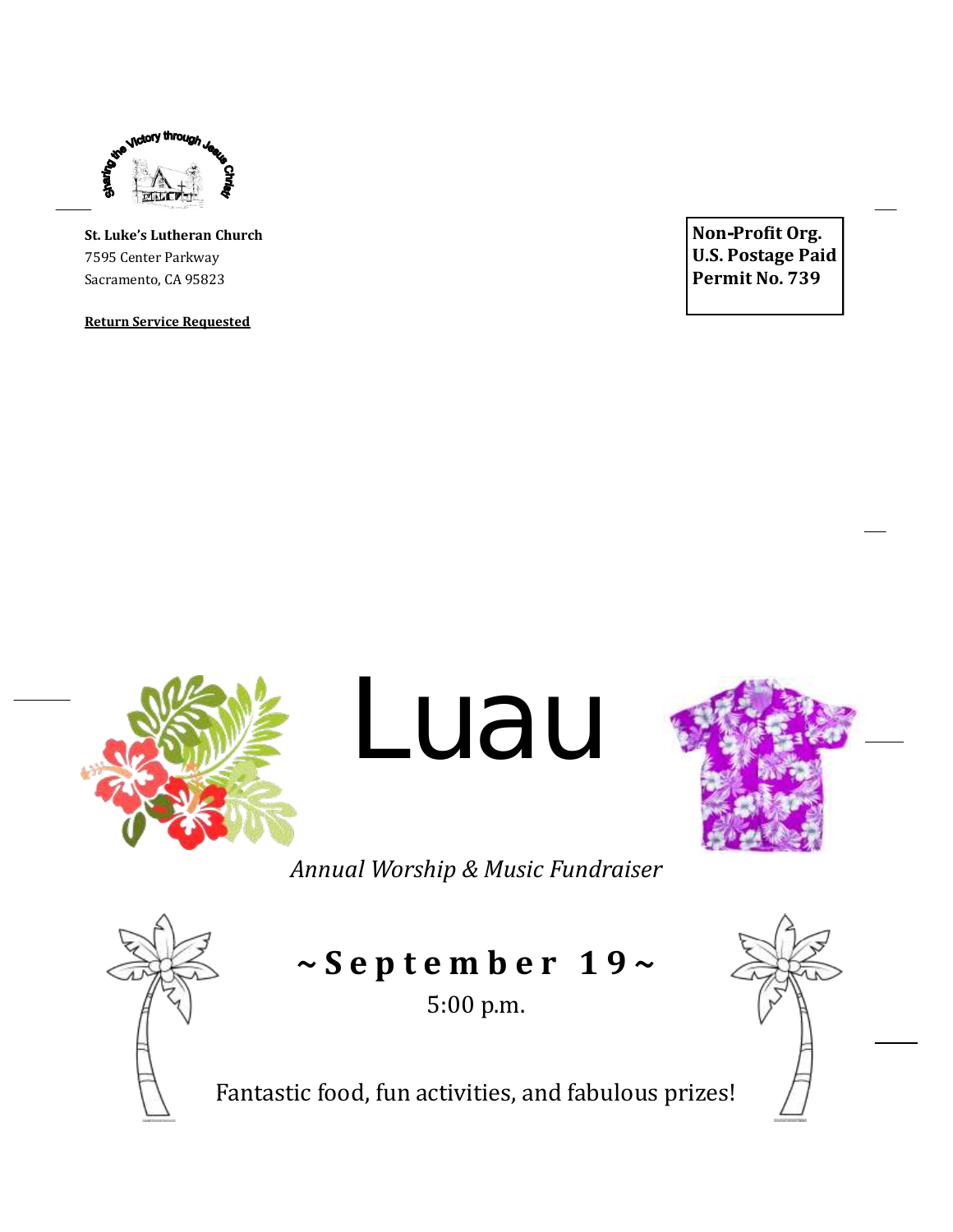Sharing the Victory through Jesus Christ!

**St. Luke's Lutheran Church**
7595 Center Parkway
Sacramento, CA 95823

**Return Service Requested**

**Non-Profit Org.**
**U.S. Postage Paid**
**Permit No. 739**

# Luau

*Annual Worship & Music Fundraiser*

## ~September 19~

5:00 p.m.

Fantastic food, fun activities, and fabulous prizes!